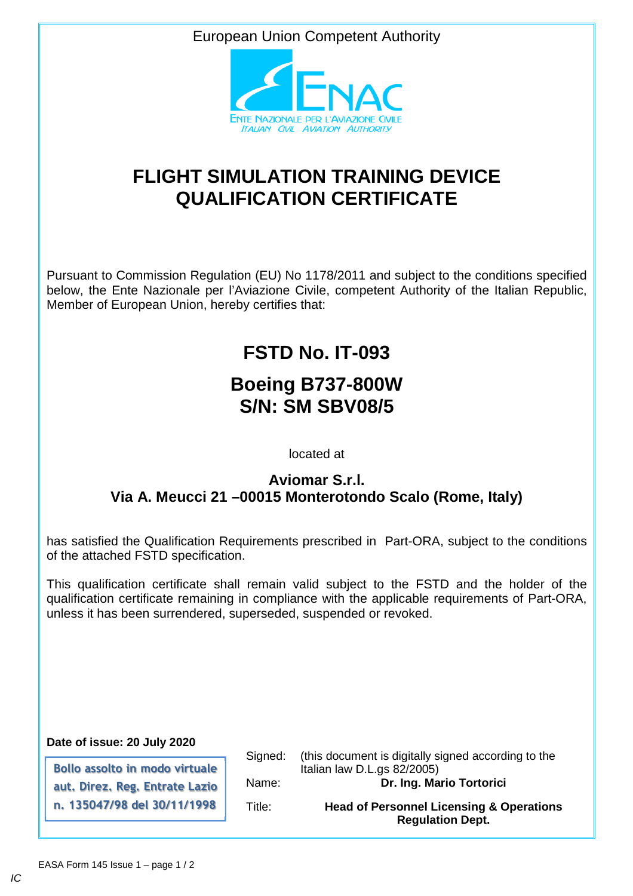European Union Competent Authority

ENAC

ENTE NAZIONALE PER L'AVIAZIONE CIVILE
ITALIAN CIVIL AVIATION AUTHORITY

# FLIGHT SIMULATION TRAINING DEVICE QUALIFICATION CERTIFICATE

Pursuant to Commission Regulation (EU) No 1178/2011 and subject to the conditions specified below, the Ente Nazionale per l'Aviazione Civile, competent Authority of the Italian Republic, Member of European Union, hereby certifies that:

## FSTD No. IT-093

## Boeing B737-800W
## S/N: SM SBV08/5

located at

**Aviomar S.r.l.**
**Via A. Meucci 21 –00015 Monterotondo Scalo (Rome, Italy)**

has satisfied the Qualification Requirements prescribed in Part-ORA, subject to the conditions of the attached FSTD specification.

This qualification certificate shall remain valid subject to the FSTD and the holder of the qualification certificate remaining in compliance with the applicable requirements of Part-ORA, unless it has been surrendered, superseded, suspended or revoked.

**Date of issue: 20 July 2020**

Bollo assolto in modo virtuale aut. Direz. Reg. Entrate Lazio n. 135047/98 del 30/11/1998

Signed: (this document is digitally signed according to the Italian law D.L.gs 82/2005)

Name: **Dr. Ing. Mario Tortorici**

Title: **Head of Personnel Licensing & Operations Regulation Dept.**

EASA Form 145 Issue 1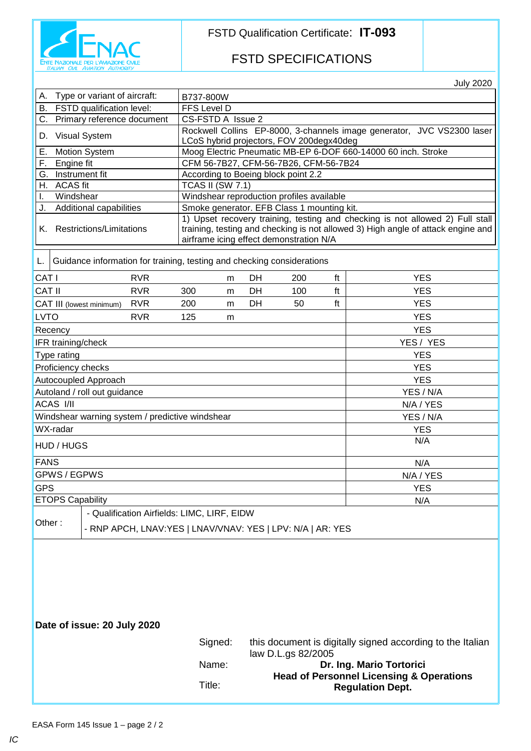ENAC
ENTE NAZIONALE PER L'AVIAZIONE CIVILE
ITALIAN CIVIL AVIATION AUTHORITY

FSTD Qualification Certificate: **IT-093**

# FSTD SPECIFICATIONS

July 2020

| | |
|---|---|
| A. Type or variant of aircraft: | B737-800W |
| B. FSTD qualification level: | FFS Level D |
| C. Primary reference document | CS-FSTD A Issue 2 |
| D. Visual System | Rockwell Collins EP-8000, 3-channels image generator, JVC VS2300 laser LCoS hybrid projectors, FOV 200degx40deg |
| E. Motion System | Moog Electric Pneumatic MB-EP 6-DOF 660-14000 60 inch. Stroke |
| F. Engine fit | CFM 56-7B27, CFM-56-7B26, CFM-56-7B24 |
| G. Instrument fit | According to Boeing block point 2.2 |
| H. ACAS fit | TCAS II (SW 7.1) |
| I. Windshear | Windshear reproduction profiles available |
| J. Additional capabilities | Smoke generator. EFB Class 1 mounting kit. |
| K. Restrictions/Limitations | 1) Upset recovery training, testing and checking is not allowed 2) Full stall training, testing and checking is not allowed 3) High angle of attack engine and airframe icing effect demonstration N/A |

L. Guidance information for training, testing and checking considerations

| | | | | | | | |
|---|---|---|---|---|---|---|---|
| CAT I | RVR | | m | DH | 200 | ft | YES |
| CAT II | RVR | 300 | m | DH | 100 | ft | YES |
| CAT III (lowest minimum) | RVR | 200 | m | DH | 50 | ft | YES |
| LVTO | RVR | 125 | m | | | | YES |
| Recency | | | | | | | YES |
| IFR training/check | | | | | | | YES / YES |
| Type rating | | | | | | | YES |
| Proficiency checks | | | | | | | YES |
| Autocoupled Approach | | | | | | | YES |
| Autoland / roll out guidance | | | | | | | YES / N/A |
| ACAS I/II | | | | | | | N/A / YES |
| Windshear warning system / predictive windshear | | | | | | | YES / N/A |
| WX-radar | | | | | | | YES |
| HUD / HUGS | | | | | | | N/A |
| FANS | | | | | | | N/A |
| GPWS / EGPWS | | | | | | | N/A / YES |
| GPS | | | | | | | YES |
| ETOPS Capability | | | | | | | N/A |

Other :
- Qualification Airfields: LIMC, LIRF, EIDW
- RNP APCH, LNAV:YES | LNAV/VNAV: YES | LPV: N/A | AR: YES

**Date of issue: 20 July 2020**

Signed: this document is digitally signed according to the Italian law D.L.gs 82/2005

Name: **Dr. Ing. Mario Tortorici**

Title: **Head of Personnel Licensing & Operations Regulation Dept.**

EASA Form 145 Issue 1 – page 2 / 2

IC